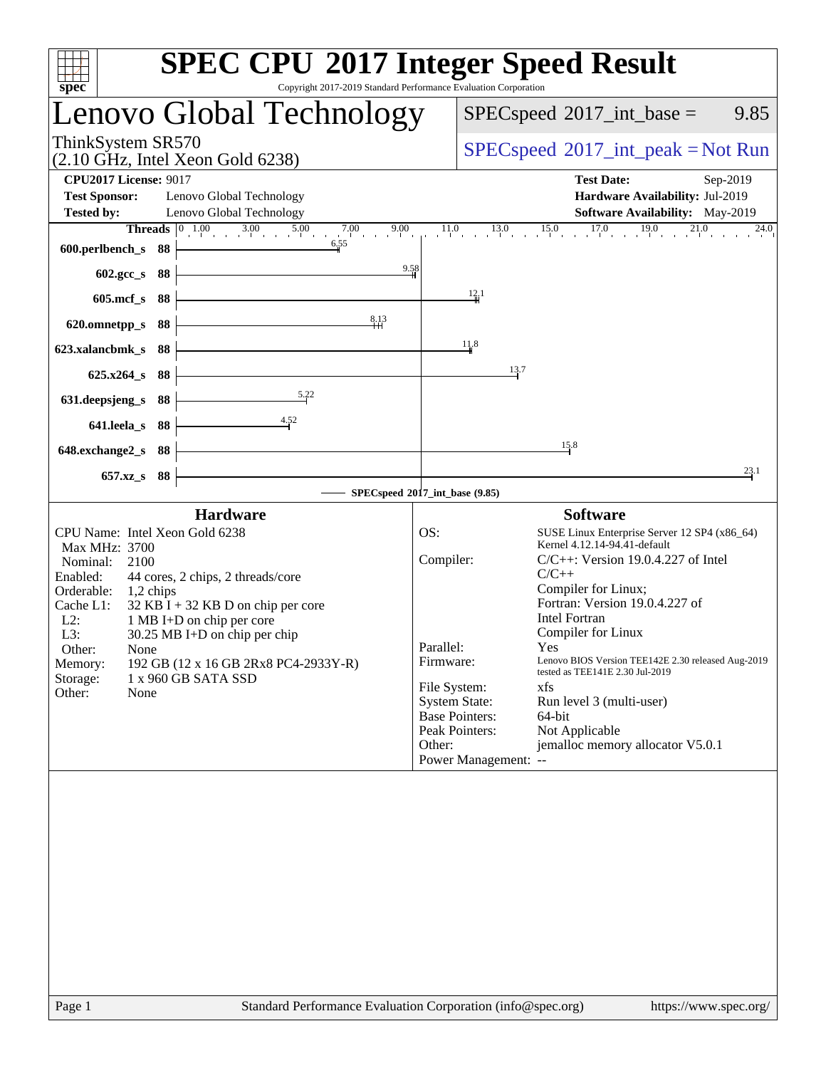# SPEC CPU 2017 Integer Speed Result

Copyright 2017-2019 Standard Performance Evaluation Corporation

## Lenovo Global Technology

ThinkSystem SR570
(2.10 GHz, Intel Xeon Gold 6238)

SPECspeed 2017_int_base = 9.85

SPECspeed 2017_int_peak = Not Run

**CPU2017 License:** 9017
**Test Sponsor:** Lenovo Global Technology
**Tested by:** Lenovo Global Technology

**Test Date:** Sep-2019
**Hardware Availability:** Jul-2019
**Software Availability:** May-2019

| Benchmark | Threads | Base Ratio |
|---|---|---|
| 600.perlbench_s | 88 | 6.55 |
| 602.gcc_s | 88 | 9.58 |
| 605.mcf_s | 88 | 12.1 |
| 620.omnetpp_s | 88 | 8.13 |
| 623.xalancbmk_s | 88 | 11.8 |
| 625.x264_s | 88 | 13.7 |
| 631.deepsjeng_s | 88 | 5.22 |
| 641.leela_s | 88 | 4.52 |
| 648.exchange2_s | 88 | 15.8 |
| 657.xz_s | 88 | 23.1 |

SPECspeed 2017_int_base (9.85)

### Hardware

CPU Name: Intel Xeon Gold 6238
Max MHz: 3700
Nominal: 2100
Enabled: 44 cores, 2 chips, 2 threads/core
Orderable: 1,2 chips
Cache L1: 32 KB I + 32 KB D on chip per core
L2: 1 MB I+D on chip per core
L3: 30.25 MB I+D on chip per chip
Other: None
Memory: 192 GB (12 x 16 GB 2Rx8 PC4-2933Y-R)
Storage: 1 x 960 GB SATA SSD
Other: None

### Software

OS: SUSE Linux Enterprise Server 12 SP4 (x86_64) Kernel 4.12.14-94.41-default
Compiler: C/C++: Version 19.0.4.227 of Intel C/C++ Compiler for Linux; Fortran: Version 19.0.4.227 of Intel Fortran Compiler for Linux
Parallel: Yes
Firmware: Lenovo BIOS Version TEE142E 2.30 released Aug-2019 tested as TEE141E 2.30 Jul-2019
File System: xfs
System State: Run level 3 (multi-user)
Base Pointers: 64-bit
Peak Pointers: Not Applicable
Other: jemalloc memory allocator V5.0.1
Power Management: --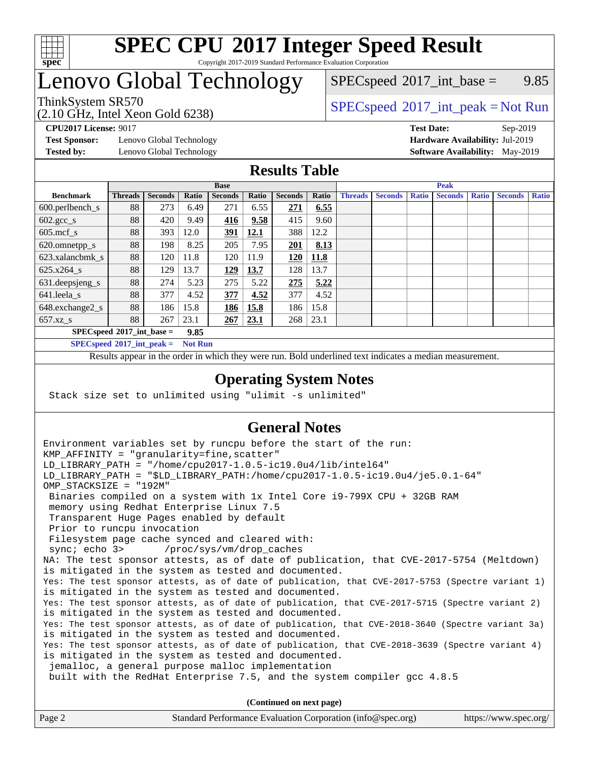# SPEC CPU 2017 Integer Speed Result

Copyright 2017-2019 Standard Performance Evaluation Corporation

# Lenovo Global Technology

ThinkSystem SR570
(2.10 GHz, Intel Xeon Gold 6238)

SPECspeed 2017_int_base = 9.85

SPECspeed 2017_int_peak = Not Run

**CPU2017 License:** 9017
**Test Sponsor:** Lenovo Global Technology
**Tested by:** Lenovo Global Technology

**Test Date:** Sep-2019
**Hardware Availability:** Jul-2019
**Software Availability:** May-2019

## Results Table

| | Base | | | | | | | Peak | | | | | | |
|---|---|---|---|---|---|---|---|---|---|---|---|---|---|---|
| **Benchmark** | **Threads** | **Seconds** | **Ratio** | **Seconds** | **Ratio** | **Seconds** | **Ratio** | **Threads** | **Seconds** | **Ratio** | **Seconds** | **Ratio** | **Seconds** | **Ratio** |
| 600.perlbench_s | 88 | 273 | 6.49 | 271 | 6.55 | **271** | **6.55** | | | | | | | |
| 602.gcc_s | 88 | 420 | 9.49 | **416** | **9.58** | 415 | 9.60 | | | | | | | |
| 605.mcf_s | 88 | 393 | 12.0 | **391** | **12.1** | 388 | 12.2 | | | | | | | |
| 620.omnetpp_s | 88 | 198 | 8.25 | 205 | 7.95 | **201** | **8.13** | | | | | | | |
| 623.xalancbmk_s | 88 | 120 | 11.8 | 120 | 11.9 | **120** | **11.8** | | | | | | | |
| 625.x264_s | 88 | 129 | 13.7 | **129** | **13.7** | 128 | 13.7 | | | | | | | |
| 631.deepsjeng_s | 88 | 274 | 5.23 | 275 | 5.22 | **275** | **5.22** | | | | | | | |
| 641.leela_s | 88 | 377 | 4.52 | **377** | **4.52** | 377 | 4.52 | | | | | | | |
| 648.exchange2_s | 88 | 186 | 15.8 | **186** | **15.8** | 186 | 15.8 | | | | | | | |
| 657.xz_s | 88 | 267 | 23.1 | **267** | **23.1** | 268 | 23.1 | | | | | | | |

**SPECspeed 2017_int_base = 9.85**

**SPECspeed 2017_int_peak = Not Run**

Results appear in the order in which they were run. Bold underlined text indicates a median measurement.

## Operating System Notes

```
Stack size set to unlimited using "ulimit -s unlimited"
```

## General Notes

```
Environment variables set by runcpu before the start of the run:
KMP_AFFINITY = "granularity=fine,scatter"
LD_LIBRARY_PATH = "/home/cpu2017-1.0.5-ic19.0u4/lib/intel64"
LD_LIBRARY_PATH = "$LD_LIBRARY_PATH:/home/cpu2017-1.0.5-ic19.0u4/je5.0.1-64"
OMP_STACKSIZE = "192M"
 Binaries compiled on a system with 1x Intel Core i9-799X CPU + 32GB RAM
 memory using Redhat Enterprise Linux 7.5
 Transparent Huge Pages enabled by default
 Prior to runcpu invocation
 Filesystem page cache synced and cleared with:
 sync; echo 3>       /proc/sys/vm/drop_caches
NA: The test sponsor attests, as of date of publication, that CVE-2017-5754 (Meltdown)
is mitigated in the system as tested and documented.
Yes: The test sponsor attests, as of date of publication, that CVE-2017-5753 (Spectre variant 1)
is mitigated in the system as tested and documented.
Yes: The test sponsor attests, as of date of publication, that CVE-2017-5715 (Spectre variant 2)
is mitigated in the system as tested and documented.
Yes: The test sponsor attests, as of date of publication, that CVE-2018-3640 (Spectre variant 3a)
is mitigated in the system as tested and documented.
Yes: The test sponsor attests, as of date of publication, that CVE-2018-3639 (Spectre variant 4)
is mitigated in the system as tested and documented.
 jemalloc, a general purpose malloc implementation
 built with the RedHat Enterprise 7.5, and the system compiler gcc 4.8.5
```

**(Continued on next page)**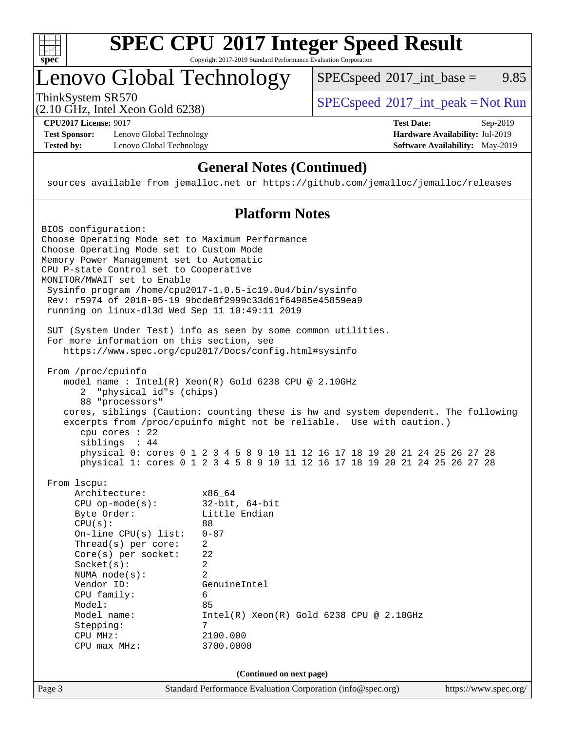# SPEC CPU 2017 Integer Speed Result

Copyright 2017-2019 Standard Performance Evaluation Corporation

## Lenovo Global Technology

ThinkSystem SR570
(2.10 GHz, Intel Xeon Gold 6238)

SPECspeed 2017_int_base = 9.85

SPECspeed 2017_int_peak = Not Run

**CPU2017 License:** 9017
**Test Sponsor:** Lenovo Global Technology
**Tested by:** Lenovo Global Technology

**Test Date:** Sep-2019
**Hardware Availability:** Jul-2019
**Software Availability:** May-2019

### General Notes (Continued)

```
 sources available from jemalloc.net or https://github.com/jemalloc/jemalloc/releases
```

### Platform Notes

```
BIOS configuration:
Choose Operating Mode set to Maximum Performance
Choose Operating Mode set to Custom Mode
Memory Power Management set to Automatic
CPU P-state Control set to Cooperative
MONITOR/MWAIT set to Enable
 Sysinfo program /home/cpu2017-1.0.5-ic19.0u4/bin/sysinfo
 Rev: r5974 of 2018-05-19 9bcde8f2999c33d61f64985e45859ea9
 running on linux-dl3d Wed Sep 11 10:49:11 2019

 SUT (System Under Test) info as seen by some common utilities.
 For more information on this section, see
    https://www.spec.org/cpu2017/Docs/config.html#sysinfo

 From /proc/cpuinfo
    model name : Intel(R) Xeon(R) Gold 6238 CPU @ 2.10GHz
       2  "physical id"s (chips)
       88 "processors"
    cores, siblings (Caution: counting these is hw and system dependent. The following
    excerpts from /proc/cpuinfo might not be reliable.  Use with caution.)
       cpu cores : 22
       siblings  : 44
       physical 0: cores 0 1 2 3 4 5 8 9 10 11 12 16 17 18 19 20 21 24 25 26 27 28
       physical 1: cores 0 1 2 3 4 5 8 9 10 11 12 16 17 18 19 20 21 24 25 26 27 28

 From lscpu:
      Architecture:          x86_64
      CPU op-mode(s):        32-bit, 64-bit
      Byte Order:            Little Endian
      CPU(s):                88
      On-line CPU(s) list:   0-87
      Thread(s) per core:    2
      Core(s) per socket:    22
      Socket(s):             2
      NUMA node(s):          2
      Vendor ID:             GenuineIntel
      CPU family:            6
      Model:                 85
      Model name:            Intel(R) Xeon(R) Gold 6238 CPU @ 2.10GHz
      Stepping:              7
      CPU MHz:               2100.000
      CPU max MHz:           3700.0000
```

**(Continued on next page)**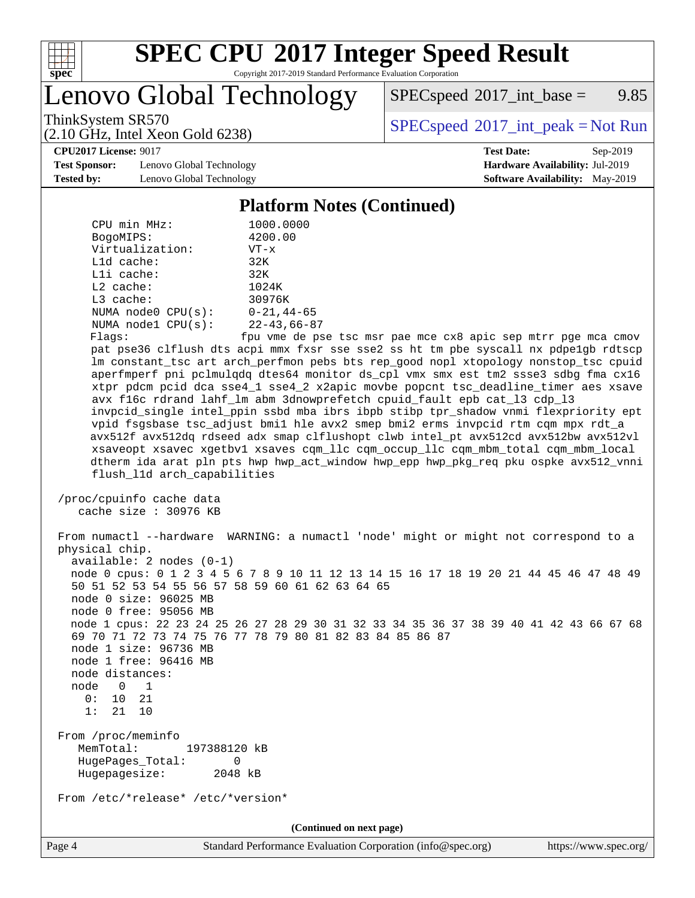# SPEC CPU 2017 Integer Speed Result

Copyright 2017-2019 Standard Performance Evaluation Corporation

## Lenovo Global Technology

ThinkSystem SR570
(2.10 GHz, Intel Xeon Gold 6238)

SPECspeed 2017_int_base = 9.85

SPECspeed 2017_int_peak = Not Run

**CPU2017 License:** 9017
**Test Sponsor:** Lenovo Global Technology
**Tested by:** Lenovo Global Technology

**Test Date:** Sep-2019
**Hardware Availability:** Jul-2019
**Software Availability:** May-2019

### Platform Notes (Continued)

```
     CPU min MHz:           1000.0000
     BogoMIPS:              4200.00
     Virtualization:        VT-x
     L1d cache:             32K
     L1i cache:             32K
     L2 cache:              1024K
     L3 cache:              30976K
     NUMA node0 CPU(s):     0-21,44-65
     NUMA node1 CPU(s):     22-43,66-87
     Flags:                 fpu vme de pse tsc msr pae mce cx8 apic sep mtrr pge mca cmov
     pat pse36 clflush dts acpi mmx fxsr sse sse2 ss ht tm pbe syscall nx pdpe1gb rdtscp
     lm constant_tsc art arch_perfmon pebs bts rep_good nopl xtopology nonstop_tsc cpuid
     aperfmperf pni pclmulqdq dtes64 monitor ds_cpl vmx smx est tm2 ssse3 sdbg fma cx16
     xtpr pdcm pcid dca sse4_1 sse4_2 x2apic movbe popcnt tsc_deadline_timer aes xsave
     avx f16c rdrand lahf_lm abm 3dnowprefetch cpuid_fault epb cat_l3 cdp_l3
     invpcid_single intel_ppin ssbd mba ibrs ibpb stibp tpr_shadow vnmi flexpriority ept
     vpid fsgsbase tsc_adjust bmi1 hle avx2 smep bmi2 erms invpcid rtm cqm mpx rdt_a
     avx512f avx512dq rdseed adx smap clflushopt clwb intel_pt avx512cd avx512bw avx512vl
     xsaveopt xsavec xgetbv1 xsaves cqm_llc cqm_occup_llc cqm_mbm_total cqm_mbm_local
     dtherm ida arat pln pts hwp hwp_act_window hwp_epp hwp_pkg_req pku ospke avx512_vnni
     flush_l1d arch_capabilities

 /proc/cpuinfo cache data
    cache size : 30976 KB

 From numactl --hardware  WARNING: a numactl 'node' might or might not correspond to a
 physical chip.
   available: 2 nodes (0-1)
   node 0 cpus: 0 1 2 3 4 5 6 7 8 9 10 11 12 13 14 15 16 17 18 19 20 21 44 45 46 47 48 49
   50 51 52 53 54 55 56 57 58 59 60 61 62 63 64 65
   node 0 size: 96025 MB
   node 0 free: 95056 MB
   node 1 cpus: 22 23 24 25 26 27 28 29 30 31 32 33 34 35 36 37 38 39 40 41 42 43 66 67 68
   69 70 71 72 73 74 75 76 77 78 79 80 81 82 83 84 85 86 87
   node 1 size: 96736 MB
   node 1 free: 96416 MB
   node distances:
   node   0   1
     0:  10  21
     1:  21  10

 From /proc/meminfo
    MemTotal:       197388120 kB
    HugePages_Total:       0
    Hugepagesize:       2048 kB

 From /etc/*release* /etc/*version*
```

**(Continued on next page)**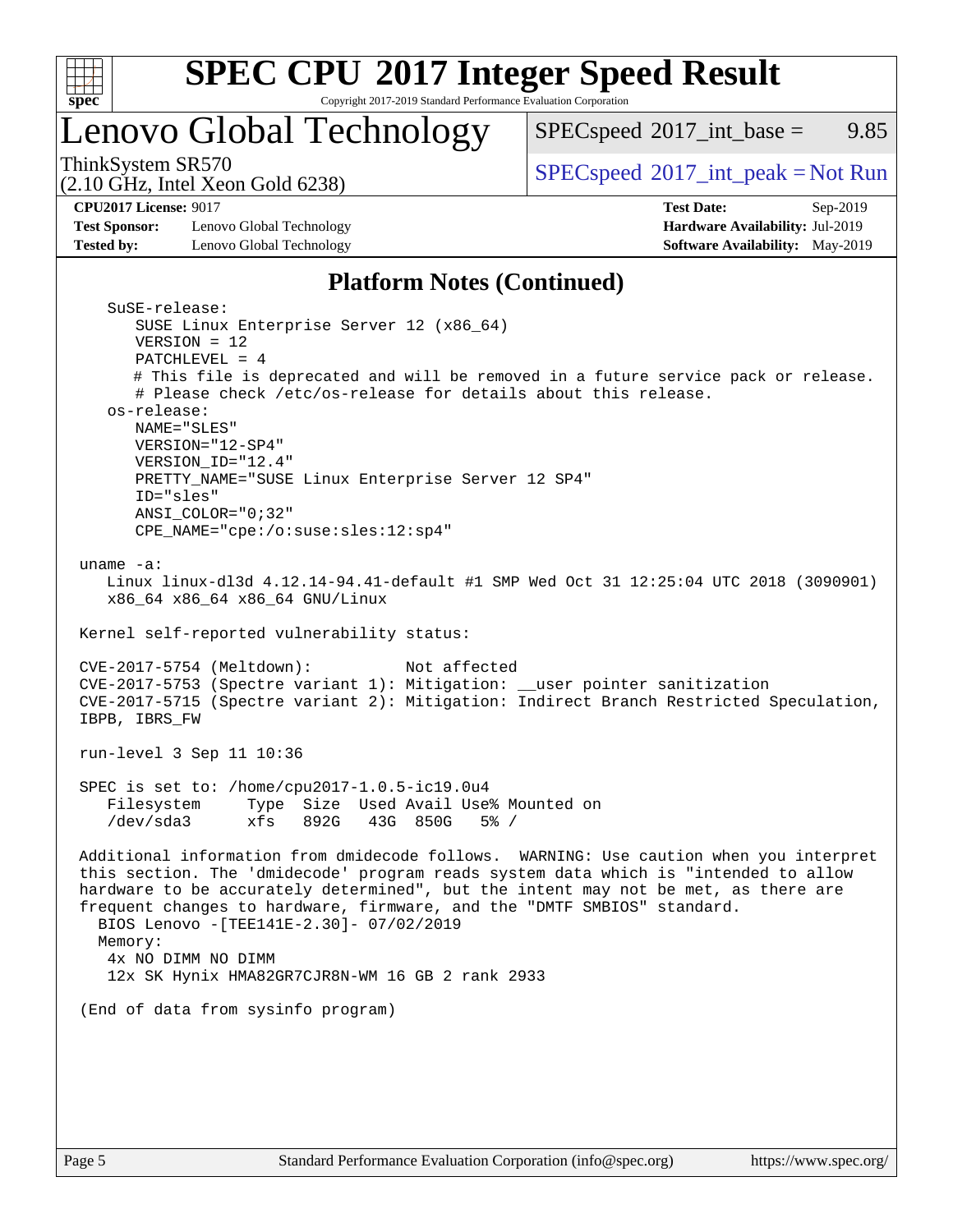## Platform Notes (Continued)

```
    SuSE-release:
       SUSE Linux Enterprise Server 12 (x86_64)
       VERSION = 12
       PATCHLEVEL = 4
       # This file is deprecated and will be removed in a future service pack or release.
       # Please check /etc/os-release for details about this release.
    os-release:
       NAME="SLES"
       VERSION="12-SP4"
       VERSION_ID="12.4"
       PRETTY_NAME="SUSE Linux Enterprise Server 12 SP4"
       ID="sles"
       ANSI_COLOR="0;32"
       CPE_NAME="cpe:/o:suse:sles:12:sp4"

 uname -a:
    Linux linux-dl3d 4.12.14-94.41-default #1 SMP Wed Oct 31 12:25:04 UTC 2018 (3090901)
    x86_64 x86_64 x86_64 GNU/Linux

 Kernel self-reported vulnerability status:

 CVE-2017-5754 (Meltdown):          Not affected
 CVE-2017-5753 (Spectre variant 1): Mitigation: __user pointer sanitization
 CVE-2017-5715 (Spectre variant 2): Mitigation: Indirect Branch Restricted Speculation,
 IBPB, IBRS_FW

 run-level 3 Sep 11 10:36

 SPEC is set to: /home/cpu2017-1.0.5-ic19.0u4
    Filesystem     Type  Size  Used Avail Use% Mounted on
    /dev/sda3      xfs   892G   43G  850G   5% /

 Additional information from dmidecode follows.  WARNING: Use caution when you interpret
 this section. The 'dmidecode' program reads system data which is "intended to allow
 hardware to be accurately determined", but the intent may not be met, as there are
 frequent changes to hardware, firmware, and the "DMTF SMBIOS" standard.
   BIOS Lenovo -[TEE141E-2.30]- 07/02/2019
   Memory:
    4x NO DIMM NO DIMM
    12x SK Hynix HMA82GR7CJR8N-WM 16 GB 2 rank 2933

 (End of data from sysinfo program)
```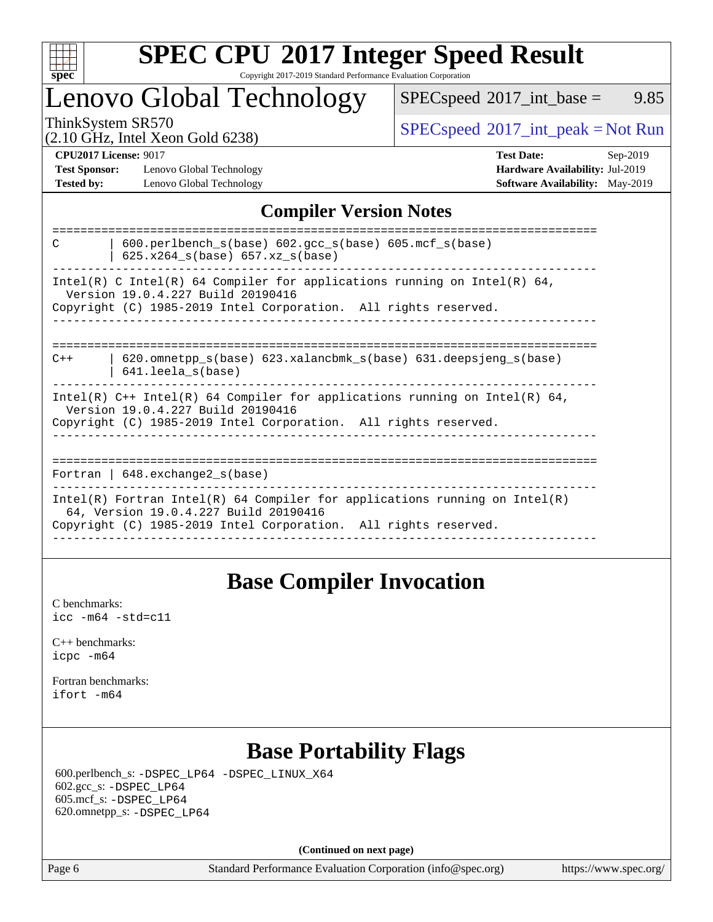# SPEC CPU 2017 Integer Speed Result

Copyright 2017-2019 Standard Performance Evaluation Corporation

## Lenovo Global Technology

ThinkSystem SR570
(2.10 GHz, Intel Xeon Gold 6238)

SPECspeed 2017_int_base = 9.85

SPECspeed 2017_int_peak = Not Run

**CPU2017 License:** 9017
**Test Sponsor:** Lenovo Global Technology
**Tested by:** Lenovo Global Technology

**Test Date:** Sep-2019
**Hardware Availability:** Jul-2019
**Software Availability:** May-2019

## Compiler Version Notes

```
==============================================================================
C       | 600.perlbench_s(base) 602.gcc_s(base) 605.mcf_s(base)
        | 625.x264_s(base) 657.xz_s(base)
------------------------------------------------------------------------------
Intel(R) C Intel(R) 64 Compiler for applications running on Intel(R) 64,
  Version 19.0.4.227 Build 20190416
Copyright (C) 1985-2019 Intel Corporation.  All rights reserved.
------------------------------------------------------------------------------

==============================================================================
C++     | 620.omnetpp_s(base) 623.xalancbmk_s(base) 631.deepsjeng_s(base)
        | 641.leela_s(base)
------------------------------------------------------------------------------
Intel(R) C++ Intel(R) 64 Compiler for applications running on Intel(R) 64,
  Version 19.0.4.227 Build 20190416
Copyright (C) 1985-2019 Intel Corporation.  All rights reserved.
------------------------------------------------------------------------------

==============================================================================
Fortran | 648.exchange2_s(base)
------------------------------------------------------------------------------
Intel(R) Fortran Intel(R) 64 Compiler for applications running on Intel(R)
  64, Version 19.0.4.227 Build 20190416
Copyright (C) 1985-2019 Intel Corporation.  All rights reserved.
------------------------------------------------------------------------------
```

## Base Compiler Invocation

C benchmarks:
`icc -m64 -std=c11`

C++ benchmarks:
`icpc -m64`

Fortran benchmarks:
`ifort -m64`

## Base Portability Flags

600.perlbench_s: `-DSPEC_LP64 -DSPEC_LINUX_X64`
602.gcc_s: `-DSPEC_LP64`
605.mcf_s: `-DSPEC_LP64`
620.omnetpp_s: `-DSPEC_LP64`

**(Continued on next page)**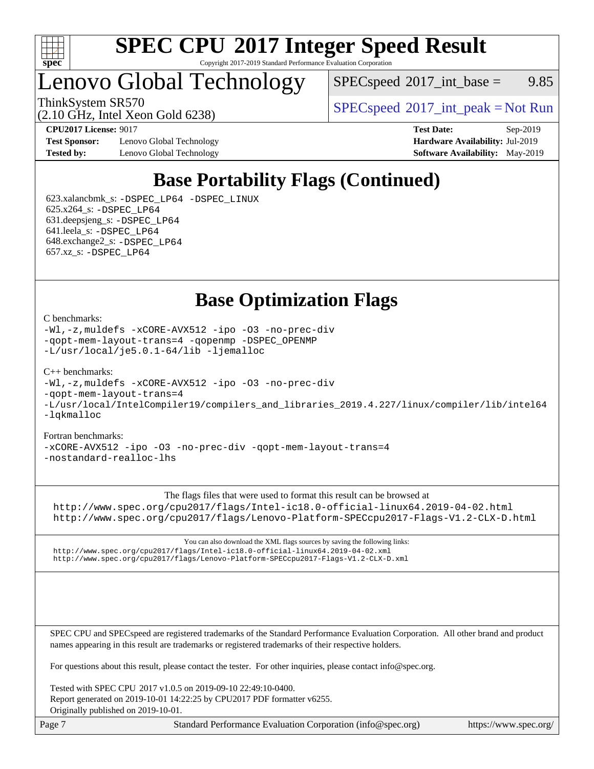# SPEC CPU 2017 Integer Speed Result

Copyright 2017-2019 Standard Performance Evaluation Corporation

# Lenovo Global Technology

ThinkSystem SR570
(2.10 GHz, Intel Xeon Gold 6238)

SPECspeed 2017_int_base = 9.85

SPECspeed 2017_int_peak = Not Run

**CPU2017 License:** 9017
**Test Sponsor:** Lenovo Global Technology
**Tested by:** Lenovo Global Technology

**Test Date:** Sep-2019
**Hardware Availability:** Jul-2019
**Software Availability:** May-2019

## Base Portability Flags (Continued)

623.xalancbmk_s: -DSPEC_LP64 -DSPEC_LINUX
625.x264_s: -DSPEC_LP64
631.deepsjeng_s: -DSPEC_LP64
641.leela_s: -DSPEC_LP64
648.exchange2_s: -DSPEC_LP64
657.xz_s: -DSPEC_LP64

## Base Optimization Flags

C benchmarks:
```
-Wl,-z,muldefs -xCORE-AVX512 -ipo -O3 -no-prec-div
-qopt-mem-layout-trans=4 -qopenmp -DSPEC_OPENMP
-L/usr/local/je5.0.1-64/lib -ljemalloc
```

C++ benchmarks:
```
-Wl,-z,muldefs -xCORE-AVX512 -ipo -O3 -no-prec-div
-qopt-mem-layout-trans=4
-L/usr/local/IntelCompiler19/compilers_and_libraries_2019.4.227/linux/compiler/lib/intel64
-lqkmalloc
```

Fortran benchmarks:
```
-xCORE-AVX512 -ipo -O3 -no-prec-div -qopt-mem-layout-trans=4
-nostandard-realloc-lhs
```

The flags files that were used to format this result can be browsed at
http://www.spec.org/cpu2017/flags/Intel-ic18.0-official-linux64.2019-04-02.html
http://www.spec.org/cpu2017/flags/Lenovo-Platform-SPECcpu2017-Flags-V1.2-CLX-D.html

You can also download the XML flags sources by saving the following links:
http://www.spec.org/cpu2017/flags/Intel-ic18.0-official-linux64.2019-04-02.xml
http://www.spec.org/cpu2017/flags/Lenovo-Platform-SPECcpu2017-Flags-V1.2-CLX-D.xml

SPEC CPU and SPECspeed are registered trademarks of the Standard Performance Evaluation Corporation. All other brand and product names appearing in this result are trademarks or registered trademarks of their respective holders.

For questions about this result, please contact the tester. For other inquiries, please contact info@spec.org.

Tested with SPEC CPU 2017 v1.0.5 on 2019-09-10 22:49:10-0400.
Report generated on 2019-10-01 14:22:25 by CPU2017 PDF formatter v6255.
Originally published on 2019-10-01.